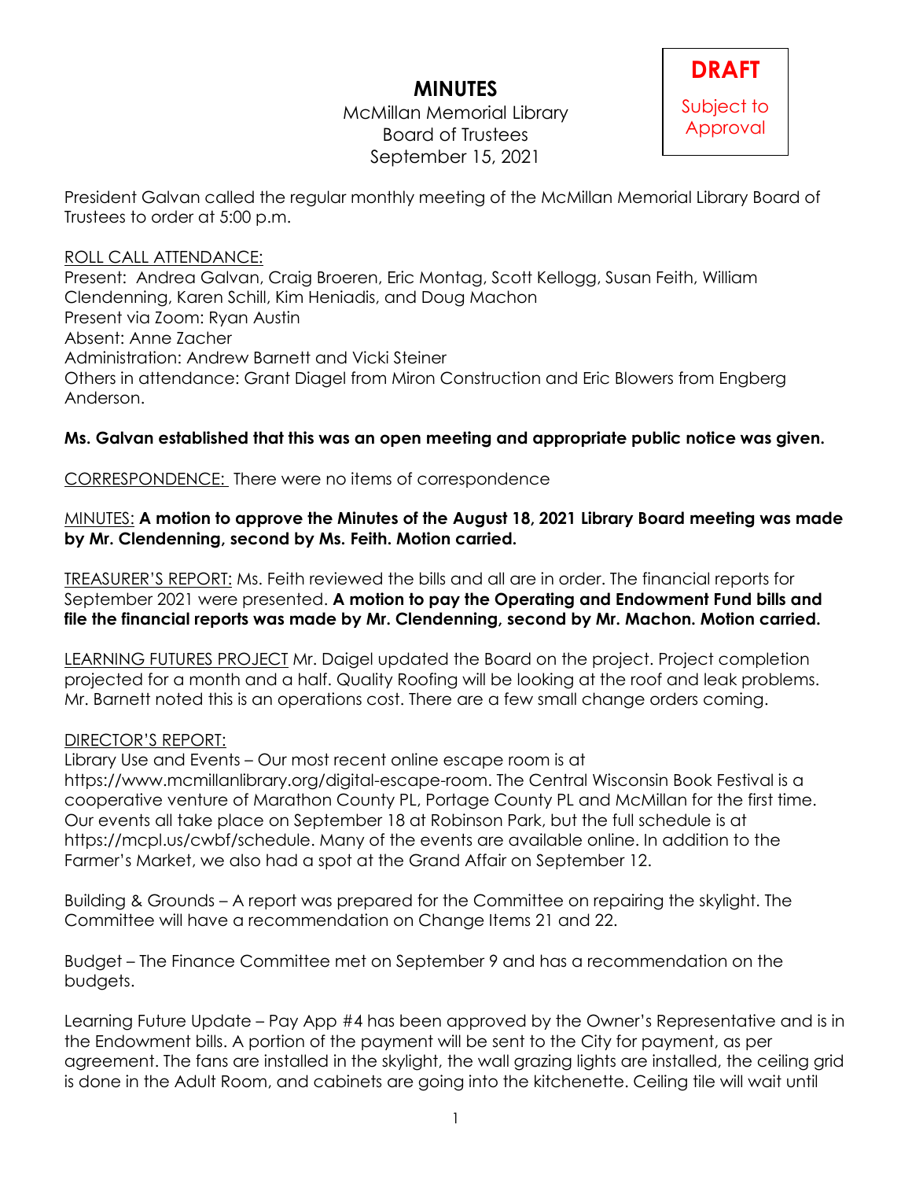# MINUTES

McMillan Memorial Library
Board of Trustees
September 15, 2021

**DRAFT**
Subject to Approval

President Galvan called the regular monthly meeting of the McMillan Memorial Library Board of Trustees to order at 5:00 p.m.

ROLL CALL ATTENDANCE:
Present: Andrea Galvan, Craig Broeren, Eric Montag, Scott Kellogg, Susan Feith, William Clendenning, Karen Schill, Kim Heniadis, and Doug Machon
Present via Zoom: Ryan Austin
Absent: Anne Zacher
Administration: Andrew Barnett and Vicki Steiner
Others in attendance: Grant Diagel from Miron Construction and Eric Blowers from Engberg Anderson.

**Ms. Galvan established that this was an open meeting and appropriate public notice was given.**

CORRESPONDENCE: There were no items of correspondence

MINUTES: **A motion to approve the Minutes of the August 18, 2021 Library Board meeting was made by Mr. Clendenning, second by Ms. Feith. Motion carried.**

TREASURER'S REPORT: Ms. Feith reviewed the bills and all are in order. The financial reports for September 2021 were presented. **A motion to pay the Operating and Endowment Fund bills and file the financial reports was made by Mr. Clendenning, second by Mr. Machon. Motion carried.**

LEARNING FUTURES PROJECT Mr. Daigel updated the Board on the project. Project completion projected for a month and a half. Quality Roofing will be looking at the roof and leak problems. Mr. Barnett noted this is an operations cost. There are a few small change orders coming.

DIRECTOR'S REPORT:
Library Use and Events – Our most recent online escape room is at https://www.mcmillanlibrary.org/digital-escape-room. The Central Wisconsin Book Festival is a cooperative venture of Marathon County PL, Portage County PL and McMillan for the first time. Our events all take place on September 18 at Robinson Park, but the full schedule is at https://mcpl.us/cwbf/schedule. Many of the events are available online. In addition to the Farmer's Market, we also had a spot at the Grand Affair on September 12.

Building & Grounds – A report was prepared for the Committee on repairing the skylight. The Committee will have a recommendation on Change Items 21 and 22.

Budget – The Finance Committee met on September 9 and has a recommendation on the budgets.

Learning Future Update – Pay App #4 has been approved by the Owner's Representative and is in the Endowment bills. A portion of the payment will be sent to the City for payment, as per agreement. The fans are installed in the skylight, the wall grazing lights are installed, the ceiling grid is done in the Adult Room, and cabinets are going into the kitchenette. Ceiling tile will wait until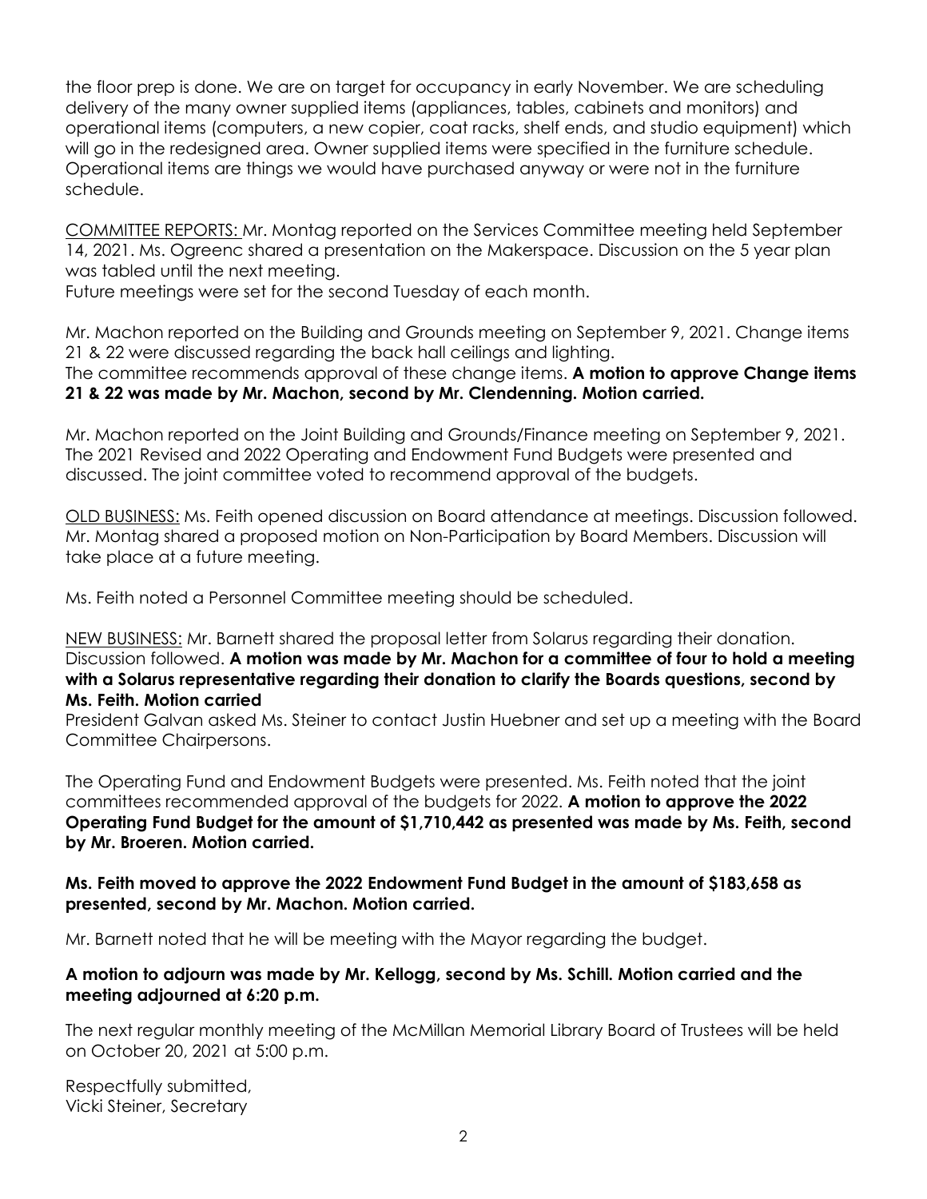the floor prep is done. We are on target for occupancy in early November. We are scheduling delivery of the many owner supplied items (appliances, tables, cabinets and monitors) and operational items (computers, a new copier, coat racks, shelf ends, and studio equipment) which will go in the redesigned area. Owner supplied items were specified in the furniture schedule. Operational items are things we would have purchased anyway or were not in the furniture schedule.

<u>COMMITTEE REPORTS:</u> Mr. Montag reported on the Services Committee meeting held September 14, 2021. Ms. Ogreenc shared a presentation on the Makerspace. Discussion on the 5 year plan was tabled until the next meeting.
Future meetings were set for the second Tuesday of each month.

Mr. Machon reported on the Building and Grounds meeting on September 9, 2021. Change items 21 & 22 were discussed regarding the back hall ceilings and lighting.
The committee recommends approval of these change items. **A motion to approve Change items 21 & 22 was made by Mr. Machon, second by Mr. Clendenning. Motion carried.**

Mr. Machon reported on the Joint Building and Grounds/Finance meeting on September 9, 2021. The 2021 Revised and 2022 Operating and Endowment Fund Budgets were presented and discussed. The joint committee voted to recommend approval of the budgets.

<u>OLD BUSINESS:</u> Ms. Feith opened discussion on Board attendance at meetings. Discussion followed. Mr. Montag shared a proposed motion on Non-Participation by Board Members. Discussion will take place at a future meeting.

Ms. Feith noted a Personnel Committee meeting should be scheduled.

<u>NEW BUSINESS:</u> Mr. Barnett shared the proposal letter from Solarus regarding their donation. Discussion followed. **A motion was made by Mr. Machon for a committee of four to hold a meeting with a Solarus representative regarding their donation to clarify the Boards questions, second by Ms. Feith. Motion carried**
President Galvan asked Ms. Steiner to contact Justin Huebner and set up a meeting with the Board Committee Chairpersons.

The Operating Fund and Endowment Budgets were presented. Ms. Feith noted that the joint committees recommended approval of the budgets for 2022. **A motion to approve the 2022 Operating Fund Budget for the amount of $1,710,442 as presented was made by Ms. Feith, second by Mr. Broeren. Motion carried.**

**Ms. Feith moved to approve the 2022 Endowment Fund Budget in the amount of $183,658 as presented, second by Mr. Machon. Motion carried.**

Mr. Barnett noted that he will be meeting with the Mayor regarding the budget.

**A motion to adjourn was made by Mr. Kellogg, second by Ms. Schill. Motion carried and the meeting adjourned at 6:20 p.m.**

The next regular monthly meeting of the McMillan Memorial Library Board of Trustees will be held on October 20, 2021 at 5:00 p.m.

Respectfully submitted,
Vicki Steiner, Secretary